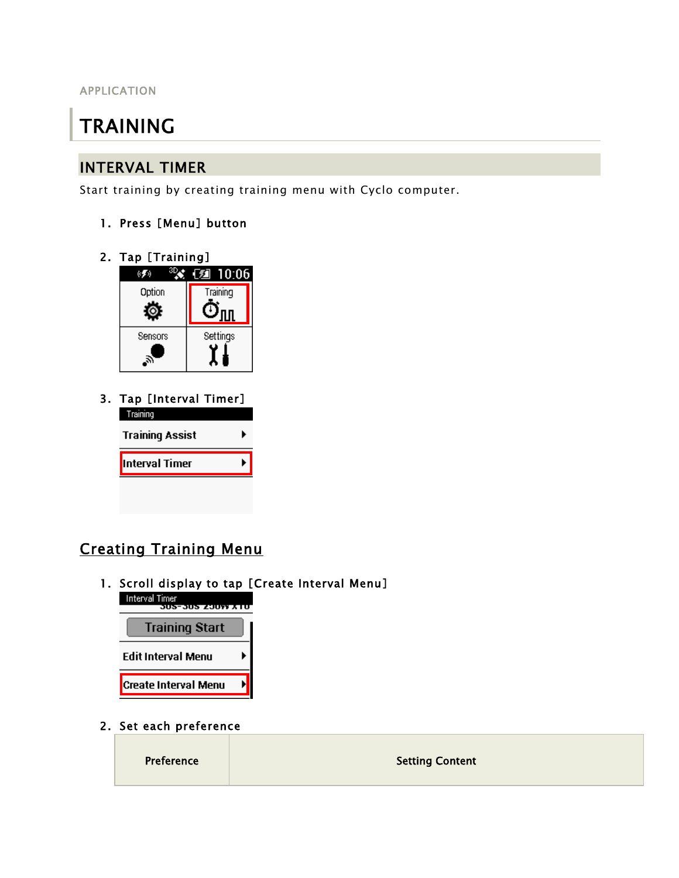APPLICATION

# TRAINING

## INTERVAL TIMER

Start training by creating training menu with Cyclo computer.

1. Press [Menu] button
2. Tap [Training]
3. Tap [Interval Timer]

### Creating Training Menu

1. Scroll display to tap [Create Interval Menu]
2. Set each preference

| Preference | Setting Content |
| --- | --- |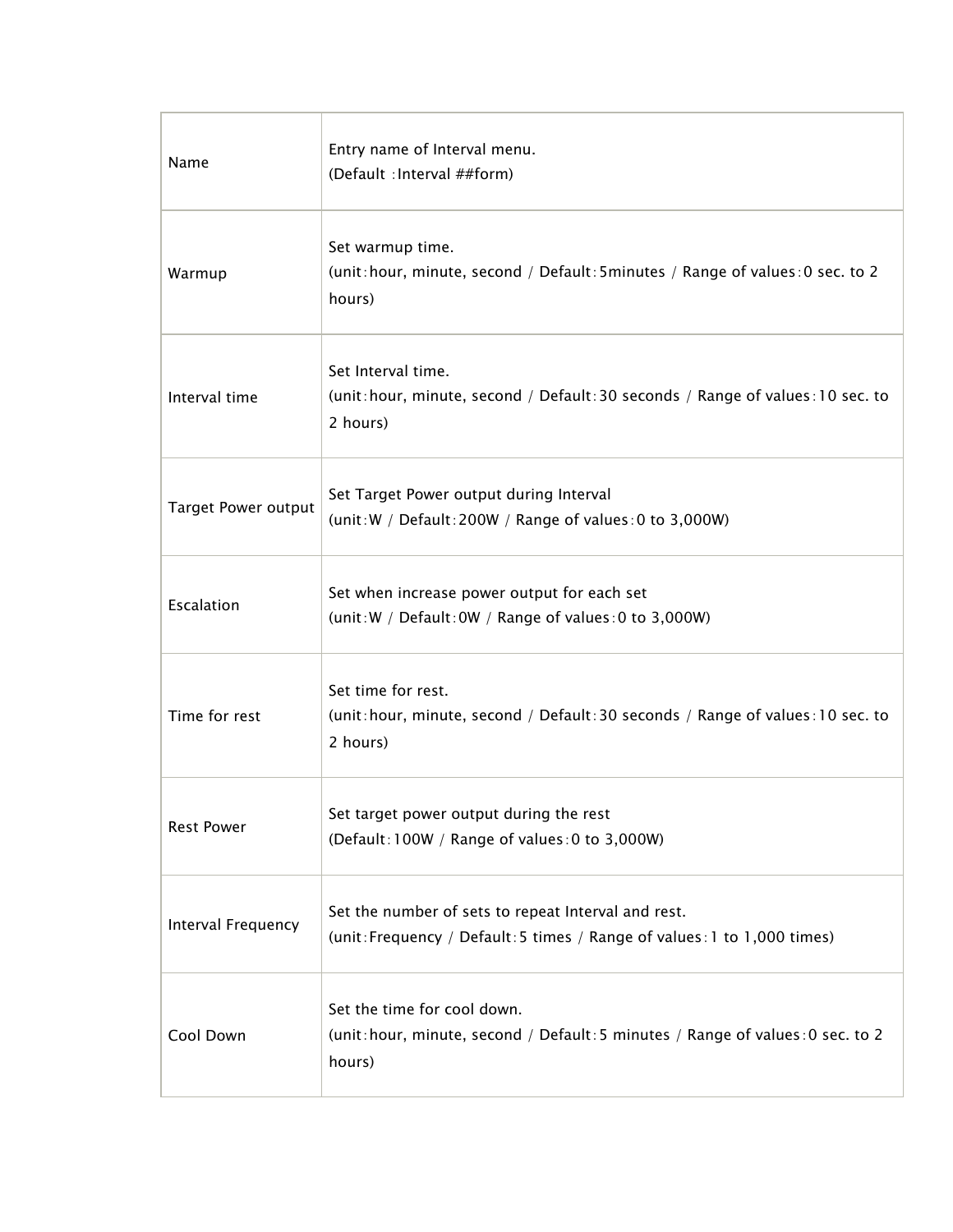| | |
|---|---|
| Name | Entry name of Interval menu.<br>(Default :Interval ##form) |
| Warmup | Set warmup time.<br>(unit:hour, minute, second / Default:5minutes / Range of values:0 sec. to 2 hours) |
| Interval time | Set Interval time.<br>(unit:hour, minute, second / Default:30 seconds / Range of values:10 sec. to 2 hours) |
| Target Power output | Set Target Power output during Interval<br>(unit:W / Default:200W / Range of values:0 to 3,000W) |
| Escalation | Set when increase power output for each set<br>(unit:W / Default:0W / Range of values:0 to 3,000W) |
| Time for rest | Set time for rest.<br>(unit:hour, minute, second / Default:30 seconds / Range of values:10 sec. to 2 hours) |
| Rest Power | Set target power output during the rest<br>(Default:100W / Range of values:0 to 3,000W) |
| Interval Frequency | Set the number of sets to repeat Interval and rest.<br>(unit:Frequency / Default:5 times / Range of values:1 to 1,000 times) |
| Cool Down | Set the time for cool down.<br>(unit:hour, minute, second / Default:5 minutes / Range of values:0 sec. to 2 hours) |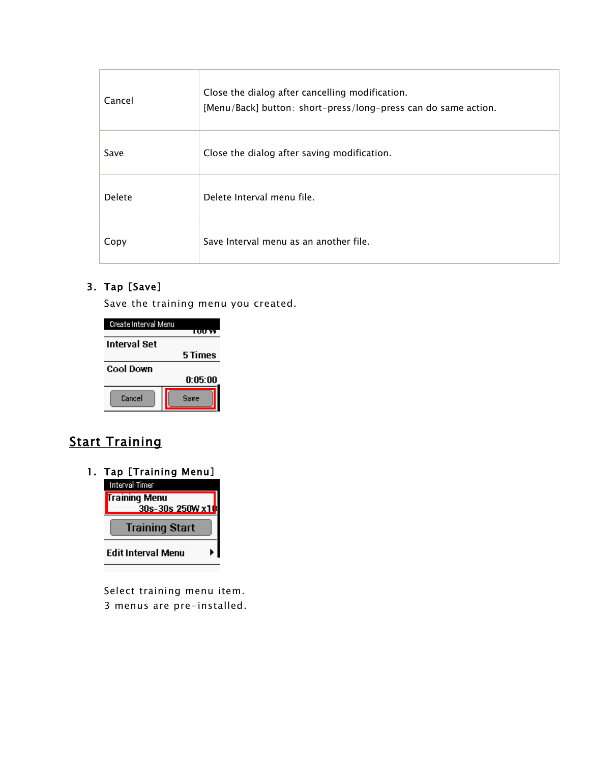| | |
|---|---|
| Cancel | Close the dialog after cancelling modification.<br>[Menu/Back] button: short-press/long-press can do same action. |
| Save | Close the dialog after saving modification. |
| Delete | Delete Interval menu file. |
| Copy | Save Interval menu as an another file. |

3. **Tap [Save]**

   Save the training menu you created.

## Start Training

1. **Tap [Training Menu]**

   Select training menu item.
   3 menus are pre-installed.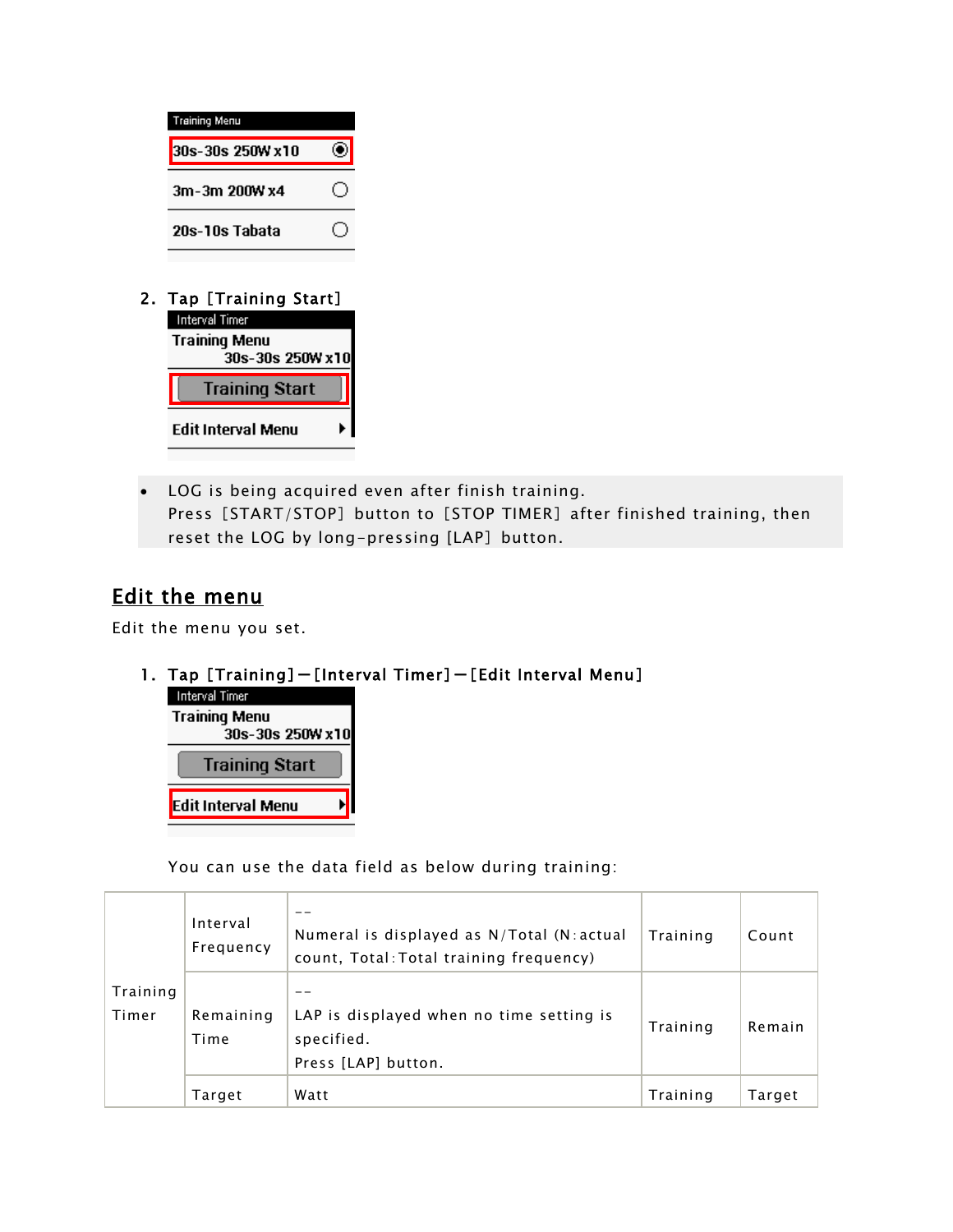Training Menu

30s-30s 250W x10

3m-3m 200W x4

20s-10s Tabata

2. Tap [Training Start]

Interval Timer

Training Menu
30s-30s 250W x10

Training Start

Edit Interval Menu

- LOG is being acquired even after finish training.
  Press [START/STOP] button to [STOP TIMER] after finished training, then reset the LOG by long-pressing [LAP] button.

## Edit the menu

Edit the menu you set.

1. Tap [Training]－[Interval Timer]－[Edit Interval Menu]

Interval Timer

Training Menu
30s-30s 250W x10

Training Start

Edit Interval Menu

You can use the data field as below during training:

| | | | | |
|---|---|---|---|---|
| Training Timer | Interval Frequency | --<br>Numeral is displayed as N/Total (N:actual count, Total:Total training frequency) | Training | Count |
| | Remaining Time | --<br>LAP is displayed when no time setting is specified.<br>Press [LAP] button. | Training | Remain |
| | Target | Watt | Training | Target |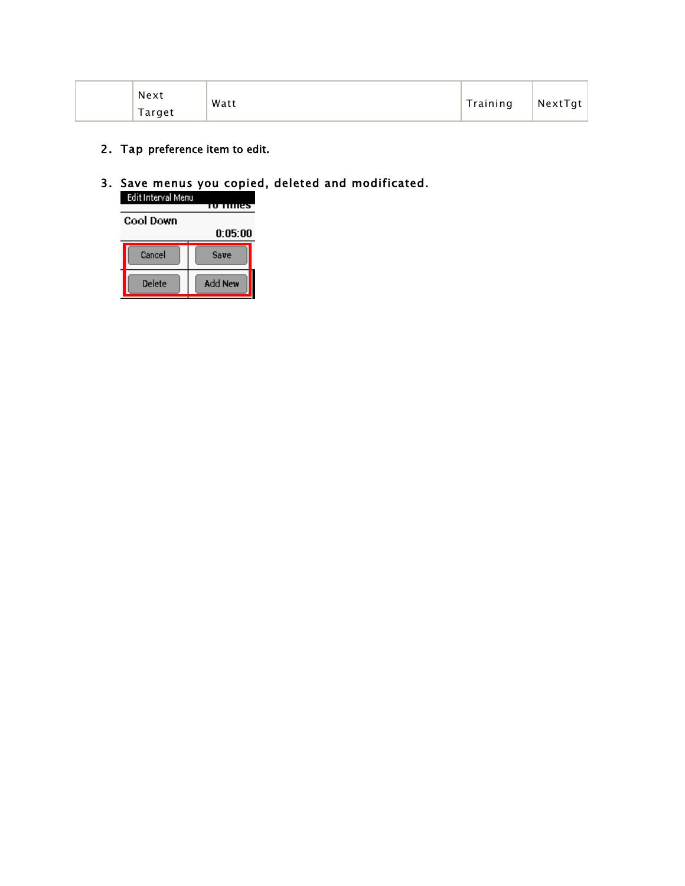| | | | | |
|---|---|---|---|---|
| | Next Target | Watt | Training | NextTgt |

2. Tap preference item to edit.

3. Save menus you copied, deleted and modificated.